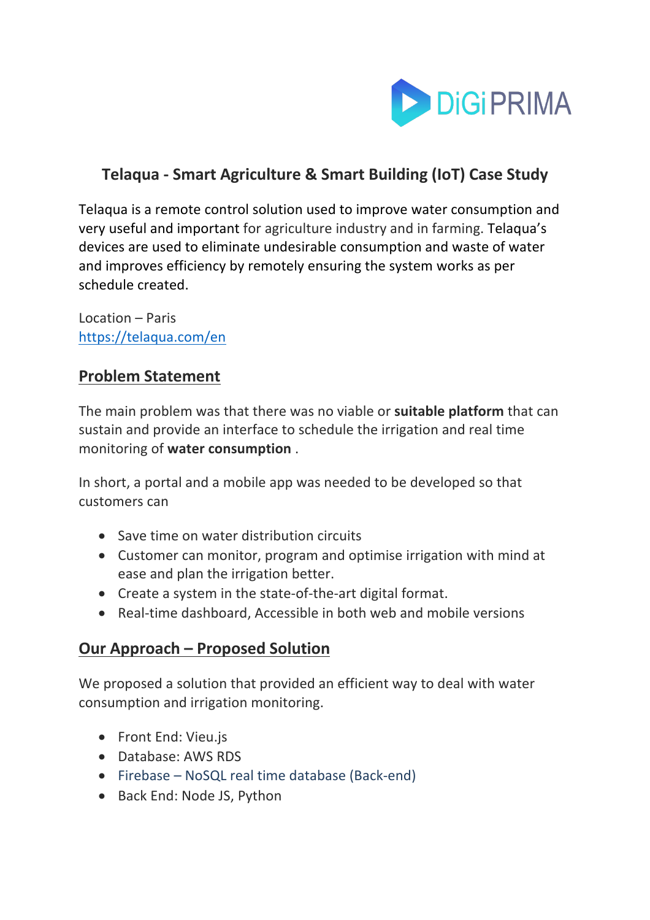DiGiPRIMA

# Telaqua - Smart Agriculture & Smart Building (IoT) Case Study

Telaqua is a remote control solution used to improve water consumption and very useful and important for agriculture industry and in farming. Telaqua's devices are used to eliminate undesirable consumption and waste of water and improves efficiency by remotely ensuring the system works as per schedule created.

Location – Paris
https://telaqua.com/en

## Problem Statement

The main problem was that there was no viable or **suitable platform** that can sustain and provide an interface to schedule the irrigation and real time monitoring of **water consumption** .

In short, a portal and a mobile app was needed to be developed so that customers can

- Save time on water distribution circuits
- Customer can monitor, program and optimise irrigation with mind at ease and plan the irrigation better.
- Create a system in the state-of-the-art digital format.
- Real-time dashboard, Accessible in both web and mobile versions

## Our Approach – Proposed Solution

We proposed a solution that provided an efficient way to deal with water consumption and irrigation monitoring.

- Front End: Vieu.js
- Database: AWS RDS
- Firebase – NoSQL real time database (Back-end)
- Back End: Node JS, Python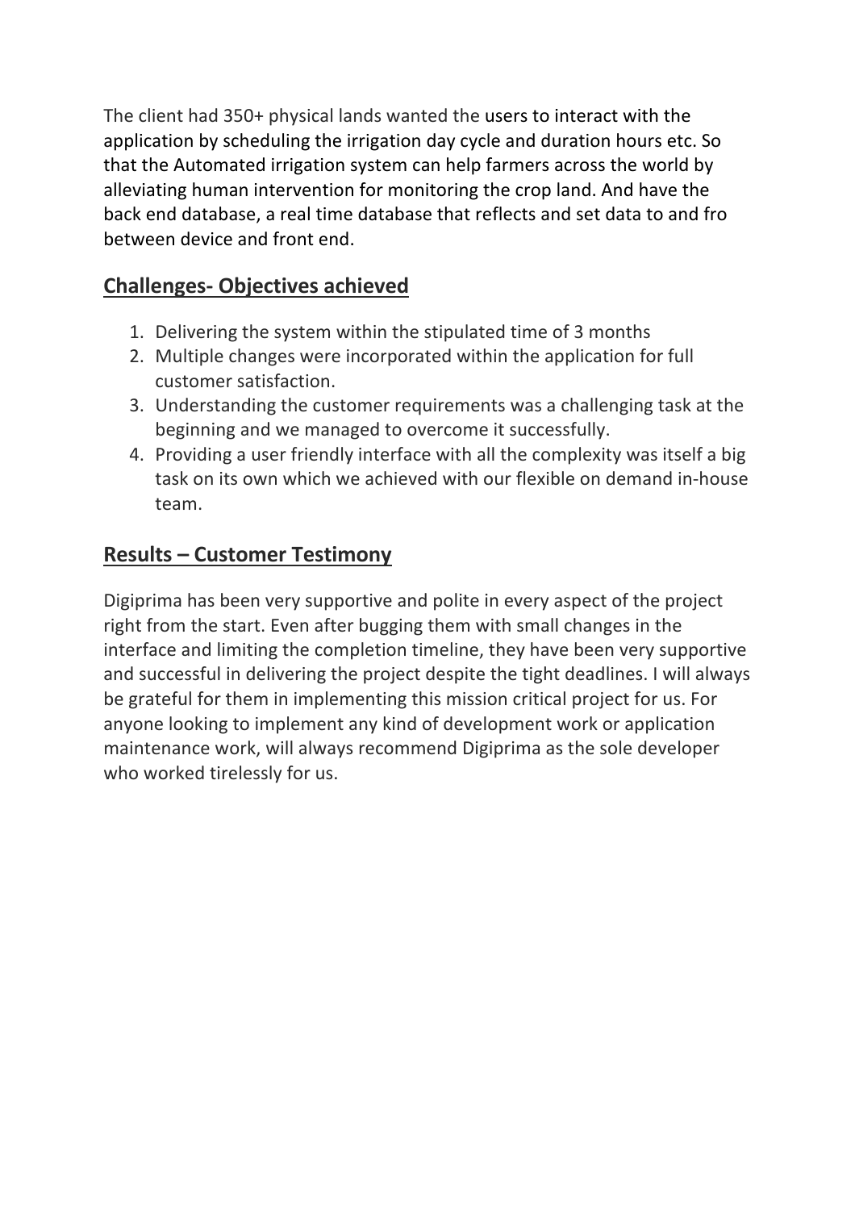The client had 350+ physical lands wanted the users to interact with the application by scheduling the irrigation day cycle and duration hours etc. So that the Automated irrigation system can help farmers across the world by alleviating human intervention for monitoring the crop land. And have the back end database, a real time database that reflects and set data to and fro between device and front end.

## Challenges- Objectives achieved

1. Delivering the system within the stipulated time of 3 months
2. Multiple changes were incorporated within the application for full customer satisfaction.
3. Understanding the customer requirements was a challenging task at the beginning and we managed to overcome it successfully.
4. Providing a user friendly interface with all the complexity was itself a big task on its own which we achieved with our flexible on demand in-house team.

## Results – Customer Testimony

Digiprima has been very supportive and polite in every aspect of the project right from the start. Even after bugging them with small changes in the interface and limiting the completion timeline, they have been very supportive and successful in delivering the project despite the tight deadlines. I will always be grateful for them in implementing this mission critical project for us. For anyone looking to implement any kind of development work or application maintenance work, will always recommend Digiprima as the sole developer who worked tirelessly for us.